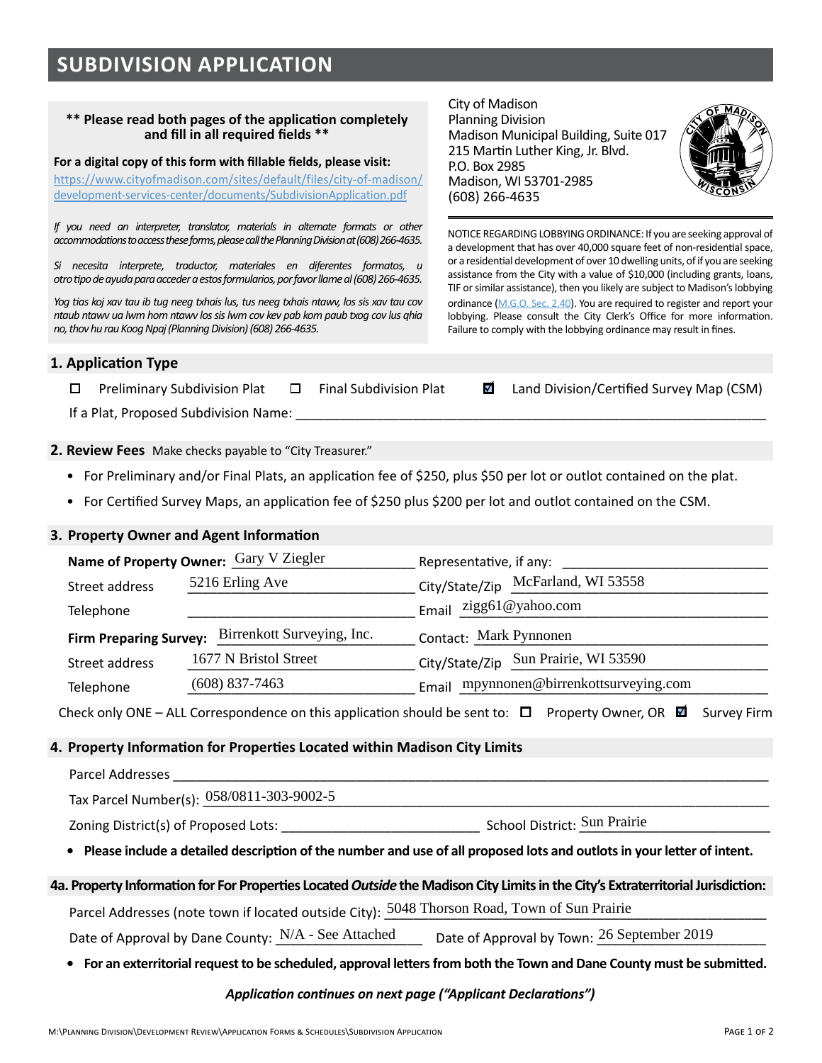# SUBDIVISION APPLICATION

**** Please read both pages of the application completely and fill in all required fields ****

**For a digital copy of this form with fillable fields, please visit:**
https://www.cityofmadison.com/sites/default/files/city-of-madison/development-services-center/documents/SubdivisionApplication.pdf

*If you need an interpreter, translator, materials in alternate formats or other accommodations to access these forms, please call the Planning Division at (608) 266-4635.*

*Si necesita interprete, traductor, materiales en diferentes formatos, u otro tipo de ayuda para acceder a estos formularios, por favor llame al (608) 266-4635.*

*Yog tias koj xav tau ib tug neeg txhais lus, tus neeg txhais ntawv, los sis xav tau cov ntaub ntawv ua lwm hom ntawv los sis lwm cov kev pab kom paub txog cov lus qhia no, thov hu rau Koog Npaj (Planning Division) (608) 266-4635.*

City of Madison
Planning Division
Madison Municipal Building, Suite 017
215 Martin Luther King, Jr. Blvd.
P.O. Box 2985
Madison, WI 53701-2985
(608) 266-4635

NOTICE REGARDING LOBBYING ORDINANCE: If you are seeking approval of a development that has over 40,000 square feet of non-residential space, or a residential development of over 10 dwelling units, of if you are seeking assistance from the City with a value of $10,000 (including grants, loans, TIF or similar assistance), then you likely are subject to Madison's lobbying ordinance (M.G.O. Sec. 2.40). You are required to register and report your lobbying. Please consult the City Clerk's Office for more information. Failure to comply with the lobbying ordinance may result in fines.

## 1. Application Type

☐ Preliminary Subdivision Plat ☐ Final Subdivision Plat ☑ Land Division/Certified Survey Map (CSM)

If a Plat, Proposed Subdivision Name: ____________

## 2. Review Fees

Make checks payable to "City Treasurer."

- For Preliminary and/or Final Plats, an application fee of $250, plus $50 per lot or outlot contained on the plat.
- For Certified Survey Maps, an application fee of $250 plus $200 per lot and outlot contained on the CSM.

## 3. Property Owner and Agent Information

**Name of Property Owner:** Gary V Ziegler
Representative, if any: ____________
Street address: 5216 Erling Ave
City/State/Zip: McFarland, WI 53558
Telephone: ____________
Email: zigg61@yahoo.com

**Firm Preparing Survey:** Birrenkott Surveying, Inc.
Contact: Mark Pynnonen
Street address: 1677 N Bristol Street
City/State/Zip: Sun Prairie, WI 53590
Telephone: (608) 837-7463
Email: mpynnonen@birrenkottsurveying.com

Check only ONE – ALL Correspondence on this application should be sent to: ☐ Property Owner, OR ☑ Survey Firm

## 4. Property Information for Properties Located within Madison City Limits

Parcel Addresses ____________

Tax Parcel Number(s): 058/0811-303-9002-5

Zoning District(s) of Proposed Lots: ____________ School District: Sun Prairie

- **Please include a detailed description of the number and use of all proposed lots and outlots in your letter of intent.**

## 4a. Property Information for For Properties Located *Outside* the Madison City Limits in the City's Extraterritorial Jurisdiction:

Parcel Addresses (note town if located outside City): 5048 Thorson Road, Town of Sun Prairie

Date of Approval by Dane County: N/A - See Attached Date of Approval by Town: 26 September 2019

- **For an exterritorial request to be scheduled, approval letters from both the Town and Dane County must be submitted.**

***Application continues on next page ("Applicant Declarations")***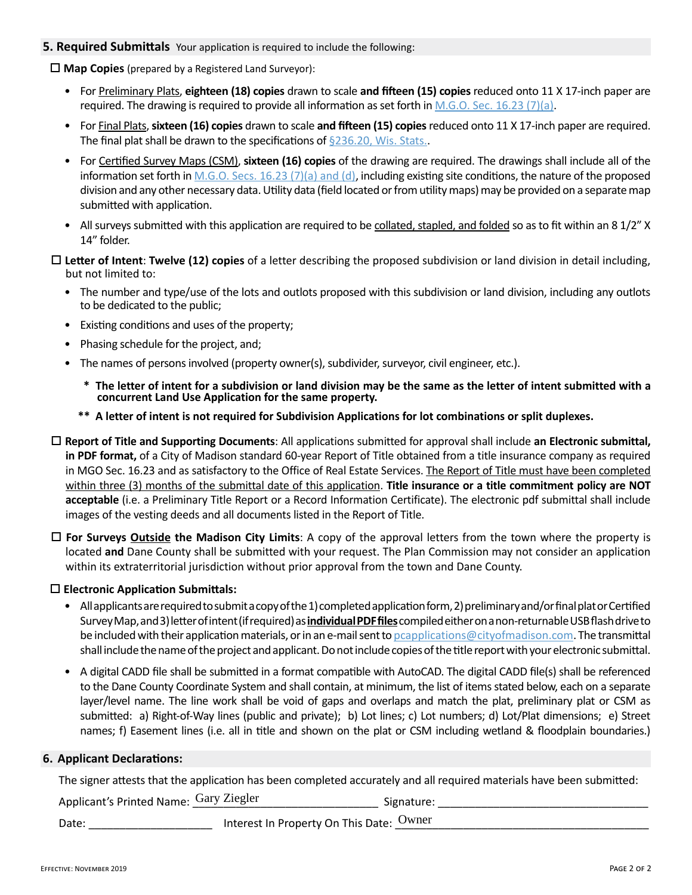## 5. Required Submittals Your application is required to include the following:

☐ **Map Copies** (prepared by a Registered Land Surveyor):

- For Preliminary Plats, **eighteen (18) copies** drawn to scale **and fifteen (15) copies** reduced onto 11 X 17-inch paper are required. The drawing is required to provide all information as set forth in M.G.O. Sec. 16.23 (7)(a).
- For Final Plats, **sixteen (16) copies** drawn to scale **and fifteen (15) copies** reduced onto 11 X 17-inch paper are required. The final plat shall be drawn to the specifications of §236.20, Wis. Stats..
- For Certified Survey Maps (CSM), **sixteen (16) copies** of the drawing are required. The drawings shall include all of the information set forth in M.G.O. Secs. 16.23 (7)(a) and (d), including existing site conditions, the nature of the proposed division and any other necessary data. Utility data (field located or from utility maps) may be provided on a separate map submitted with application.
- All surveys submitted with this application are required to be collated, stapled, and folded so as to fit within an 8 1/2" X 14" folder.

☐ **Letter of Intent**: **Twelve (12) copies** of a letter describing the proposed subdivision or land division in detail including, but not limited to:

- The number and type/use of the lots and outlots proposed with this subdivision or land division, including any outlots to be dedicated to the public;
- Existing conditions and uses of the property;
- Phasing schedule for the project, and;
- The names of persons involved (property owner(s), subdivider, surveyor, civil engineer, etc.).

  \* **The letter of intent for a subdivision or land division may be the same as the letter of intent submitted with a concurrent Land Use Application for the same property.**

  \*\* **A letter of intent is not required for Subdivision Applications for lot combinations or split duplexes.**

☐ **Report of Title and Supporting Documents**: All applications submitted for approval shall include **an Electronic submittal, in PDF format,** of a City of Madison standard 60-year Report of Title obtained from a title insurance company as required in MGO Sec. 16.23 and as satisfactory to the Office of Real Estate Services. The Report of Title must have been completed within three (3) months of the submittal date of this application. **Title insurance or a title commitment policy are NOT acceptable** (i.e. a Preliminary Title Report or a Record Information Certificate). The electronic pdf submittal shall include images of the vesting deeds and all documents listed in the Report of Title.

☐ **For Surveys Outside the Madison City Limits**: A copy of the approval letters from the town where the property is located **and** Dane County shall be submitted with your request. The Plan Commission may not consider an application within its extraterritorial jurisdiction without prior approval from the town and Dane County.

☐ **Electronic Application Submittals:**

- All applicants are required to submit a copy of the 1) completed application form, 2) preliminary and/or final plat or Certified Survey Map, and 3) letter of intent (if required) as **individual PDF files** compiled either on a non-returnable USB flash drive to be included with their application materials, or in an e-mail sent to pcapplications@cityofmadison.com. The transmittal shall include the name of the project and applicant. Do not include copies of the title report with your electronic submittal.
- A digital CADD file shall be submitted in a format compatible with AutoCAD. The digital CADD file(s) shall be referenced to the Dane County Coordinate System and shall contain, at minimum, the list of items stated below, each on a separate layer/level name. The line work shall be void of gaps and overlaps and match the plat, preliminary plat or CSM as submitted: a) Right-of-Way lines (public and private); b) Lot lines; c) Lot numbers; d) Lot/Plat dimensions; e) Street names; f) Easement lines (i.e. all in title and shown on the plat or CSM including wetland & floodplain boundaries.)

## 6. Applicant Declarations:

The signer attests that the application has been completed accurately and all required materials have been submitted:

Applicant's Printed Name: Gary Ziegler Signature: ____________________

Date: ____________________ Interest In Property On This Date: Owner